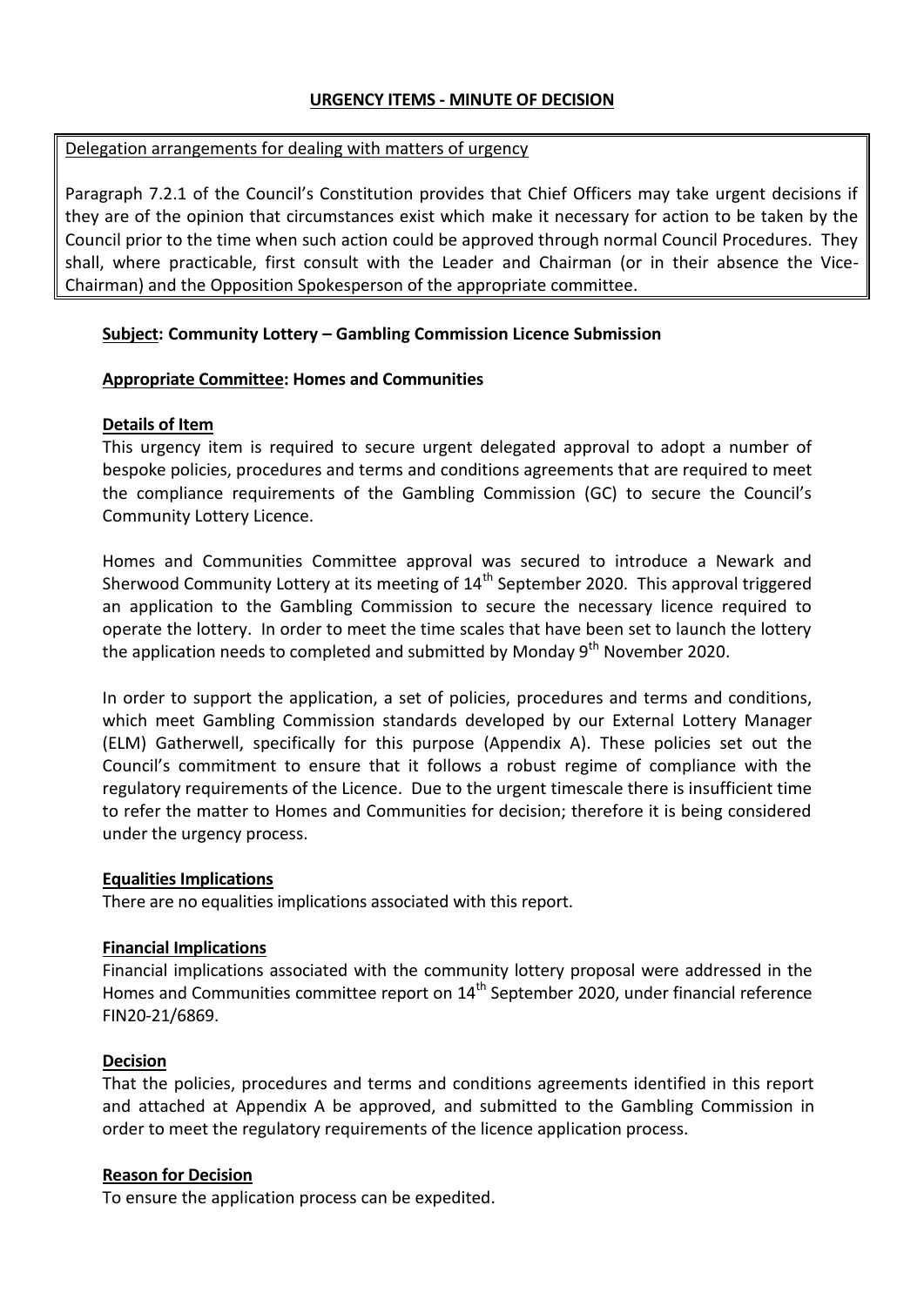# URGENCY ITEMS - MINUTE OF DECISION

Delegation arrangements for dealing with matters of urgency

Paragraph 7.2.1 of the Council's Constitution provides that Chief Officers may take urgent decisions if they are of the opinion that circumstances exist which make it necessary for action to be taken by the Council prior to the time when such action could be approved through normal Council Procedures. They shall, where practicable, first consult with the Leader and Chairman (or in their absence the Vice-Chairman) and the Opposition Spokesperson of the appropriate committee.

**Subject: Community Lottery – Gambling Commission Licence Submission**

**Appropriate Committee: Homes and Communities**

**Details of Item**

This urgency item is required to secure urgent delegated approval to adopt a number of bespoke policies, procedures and terms and conditions agreements that are required to meet the compliance requirements of the Gambling Commission (GC) to secure the Council's Community Lottery Licence.

Homes and Communities Committee approval was secured to introduce a Newark and Sherwood Community Lottery at its meeting of 14th September 2020. This approval triggered an application to the Gambling Commission to secure the necessary licence required to operate the lottery. In order to meet the time scales that have been set to launch the lottery the application needs to completed and submitted by Monday 9th November 2020.

In order to support the application, a set of policies, procedures and terms and conditions, which meet Gambling Commission standards developed by our External Lottery Manager (ELM) Gatherwell, specifically for this purpose (Appendix A). These policies set out the Council's commitment to ensure that it follows a robust regime of compliance with the regulatory requirements of the Licence. Due to the urgent timescale there is insufficient time to refer the matter to Homes and Communities for decision; therefore it is being considered under the urgency process.

**Equalities Implications**

There are no equalities implications associated with this report.

**Financial Implications**

Financial implications associated with the community lottery proposal were addressed in the Homes and Communities committee report on 14th September 2020, under financial reference FIN20-21/6869.

**Decision**

That the policies, procedures and terms and conditions agreements identified in this report and attached at Appendix A be approved, and submitted to the Gambling Commission in order to meet the regulatory requirements of the licence application process.

**Reason for Decision**

To ensure the application process can be expedited.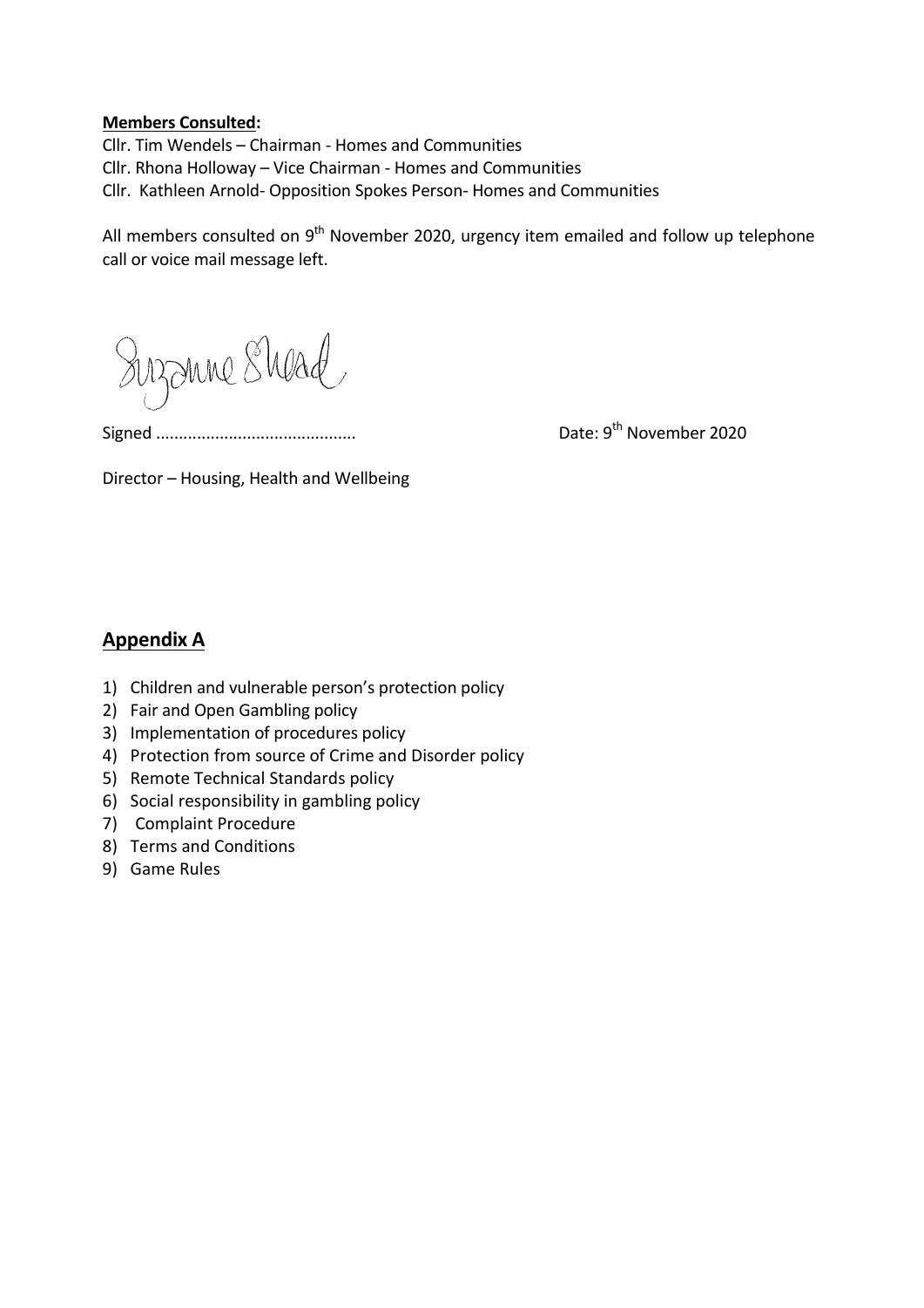**Members Consulted:**

Cllr. Tim Wendels – Chairman - Homes and Communities
Cllr. Rhona Holloway – Vice Chairman - Homes and Communities
Cllr. Kathleen Arnold- Opposition Spokes Person- Homes and Communities

All members consulted on 9th November 2020, urgency item emailed and follow up telephone call or voice mail message left.

Suzanne Shead

Signed ........................................... Date: 9th November 2020

Director – Housing, Health and Wellbeing

## Appendix A

1) Children and vulnerable person's protection policy
2) Fair and Open Gambling policy
3) Implementation of procedures policy
4) Protection from source of Crime and Disorder policy
5) Remote Technical Standards policy
6) Social responsibility in gambling policy
7) Complaint Procedure
8) Terms and Conditions
9) Game Rules